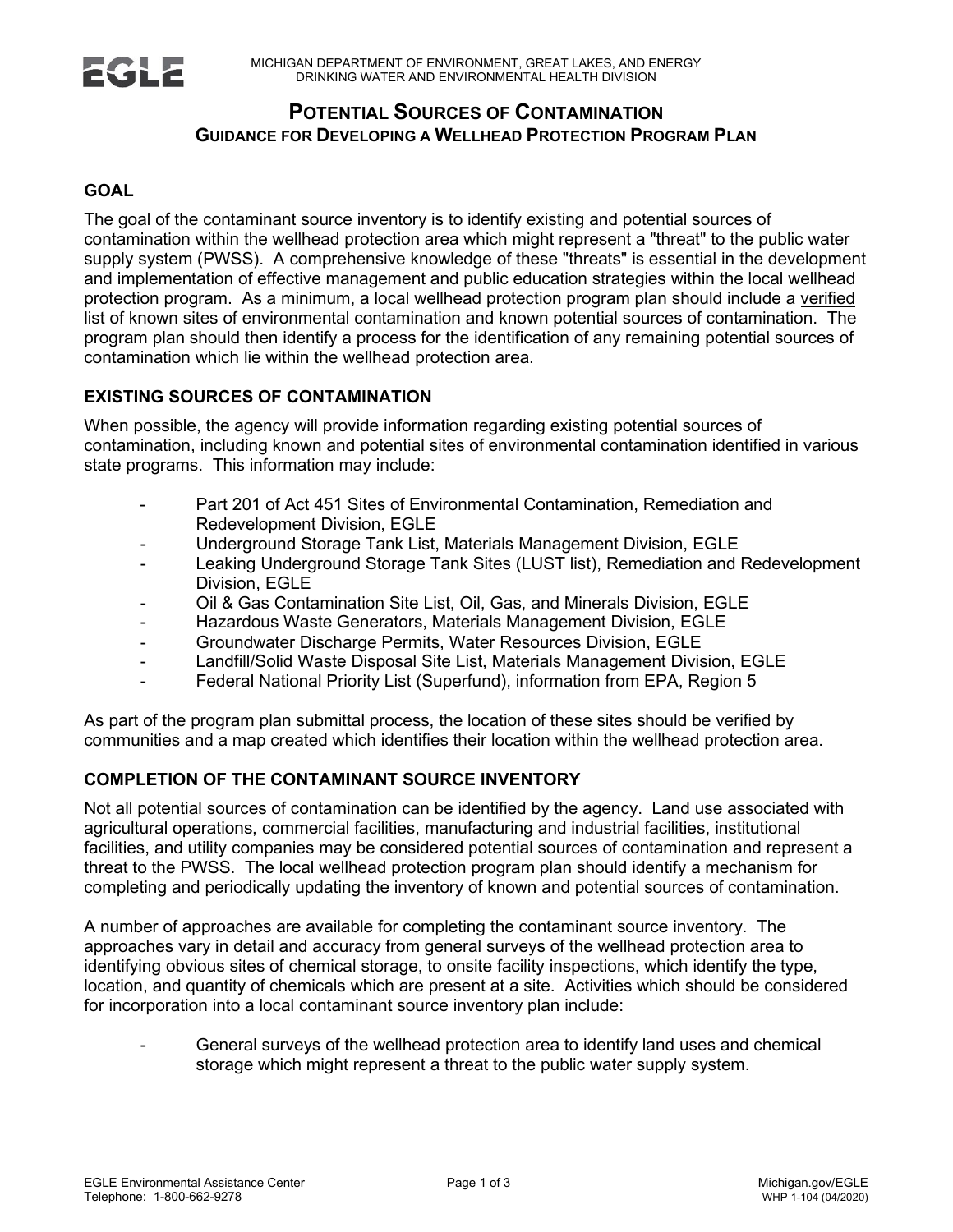MICHIGAN DEPARTMENT OF ENVIRONMENT, GREAT LAKES, AND ENERGY
DRINKING WATER AND ENVIRONMENTAL HEALTH DIVISION

# POTENTIAL SOURCES OF CONTAMINATION
## GUIDANCE FOR DEVELOPING A WELLHEAD PROTECTION PROGRAM PLAN

### GOAL

The goal of the contaminant source inventory is to identify existing and potential sources of contamination within the wellhead protection area which might represent a "threat" to the public water supply system (PWSS). A comprehensive knowledge of these "threats" is essential in the development and implementation of effective management and public education strategies within the local wellhead protection program. As a minimum, a local wellhead protection program plan should include a verified list of known sites of environmental contamination and known potential sources of contamination. The program plan should then identify a process for the identification of any remaining potential sources of contamination which lie within the wellhead protection area.

### EXISTING SOURCES OF CONTAMINATION

When possible, the agency will provide information regarding existing potential sources of contamination, including known and potential sites of environmental contamination identified in various state programs. This information may include:

- Part 201 of Act 451 Sites of Environmental Contamination, Remediation and Redevelopment Division, EGLE
- Underground Storage Tank List, Materials Management Division, EGLE
- Leaking Underground Storage Tank Sites (LUST list), Remediation and Redevelopment Division, EGLE
- Oil & Gas Contamination Site List, Oil, Gas, and Minerals Division, EGLE
- Hazardous Waste Generators, Materials Management Division, EGLE
- Groundwater Discharge Permits, Water Resources Division, EGLE
- Landfill/Solid Waste Disposal Site List, Materials Management Division, EGLE
- Federal National Priority List (Superfund), information from EPA, Region 5

As part of the program plan submittal process, the location of these sites should be verified by communities and a map created which identifies their location within the wellhead protection area.

### COMPLETION OF THE CONTAMINANT SOURCE INVENTORY

Not all potential sources of contamination can be identified by the agency. Land use associated with agricultural operations, commercial facilities, manufacturing and industrial facilities, institutional facilities, and utility companies may be considered potential sources of contamination and represent a threat to the PWSS. The local wellhead protection program plan should identify a mechanism for completing and periodically updating the inventory of known and potential sources of contamination.

A number of approaches are available for completing the contaminant source inventory. The approaches vary in detail and accuracy from general surveys of the wellhead protection area to identifying obvious sites of chemical storage, to onsite facility inspections, which identify the type, location, and quantity of chemicals which are present at a site. Activities which should be considered for incorporation into a local contaminant source inventory plan include:

- General surveys of the wellhead protection area to identify land uses and chemical storage which might represent a threat to the public water supply system.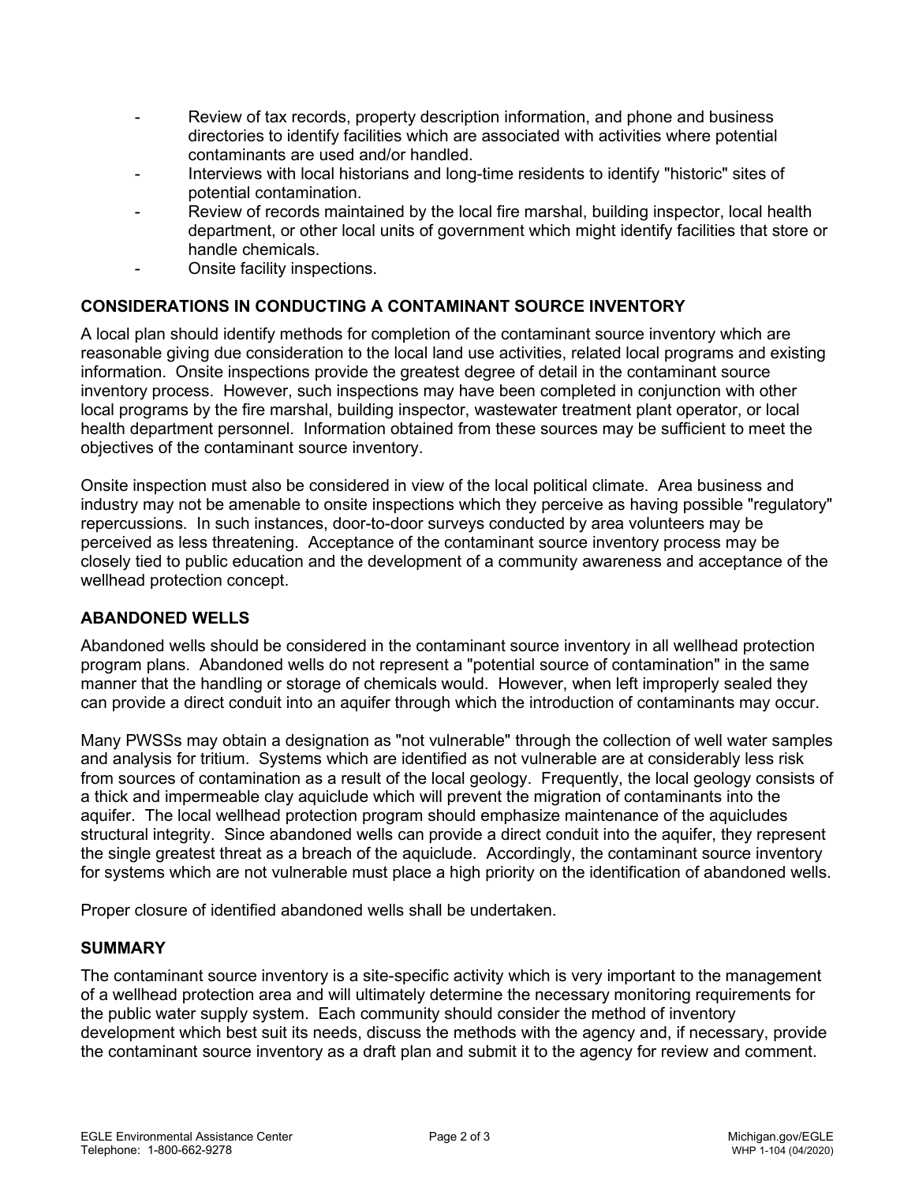- Review of tax records, property description information, and phone and business directories to identify facilities which are associated with activities where potential contaminants are used and/or handled.
- Interviews with local historians and long-time residents to identify "historic" sites of potential contamination.
- Review of records maintained by the local fire marshal, building inspector, local health department, or other local units of government which might identify facilities that store or handle chemicals.
- Onsite facility inspections.

## CONSIDERATIONS IN CONDUCTING A CONTAMINANT SOURCE INVENTORY

A local plan should identify methods for completion of the contaminant source inventory which are reasonable giving due consideration to the local land use activities, related local programs and existing information. Onsite inspections provide the greatest degree of detail in the contaminant source inventory process. However, such inspections may have been completed in conjunction with other local programs by the fire marshal, building inspector, wastewater treatment plant operator, or local health department personnel. Information obtained from these sources may be sufficient to meet the objectives of the contaminant source inventory.

Onsite inspection must also be considered in view of the local political climate. Area business and industry may not be amenable to onsite inspections which they perceive as having possible "regulatory" repercussions. In such instances, door-to-door surveys conducted by area volunteers may be perceived as less threatening. Acceptance of the contaminant source inventory process may be closely tied to public education and the development of a community awareness and acceptance of the wellhead protection concept.

## ABANDONED WELLS

Abandoned wells should be considered in the contaminant source inventory in all wellhead protection program plans. Abandoned wells do not represent a "potential source of contamination" in the same manner that the handling or storage of chemicals would. However, when left improperly sealed they can provide a direct conduit into an aquifer through which the introduction of contaminants may occur.

Many PWSSs may obtain a designation as "not vulnerable" through the collection of well water samples and analysis for tritium. Systems which are identified as not vulnerable are at considerably less risk from sources of contamination as a result of the local geology. Frequently, the local geology consists of a thick and impermeable clay aquiclude which will prevent the migration of contaminants into the aquifer. The local wellhead protection program should emphasize maintenance of the aquicludes structural integrity. Since abandoned wells can provide a direct conduit into the aquifer, they represent the single greatest threat as a breach of the aquiclude. Accordingly, the contaminant source inventory for systems which are not vulnerable must place a high priority on the identification of abandoned wells.

Proper closure of identified abandoned wells shall be undertaken.

## SUMMARY

The contaminant source inventory is a site-specific activity which is very important to the management of a wellhead protection area and will ultimately determine the necessary monitoring requirements for the public water supply system. Each community should consider the method of inventory development which best suit its needs, discuss the methods with the agency and, if necessary, provide the contaminant source inventory as a draft plan and submit it to the agency for review and comment.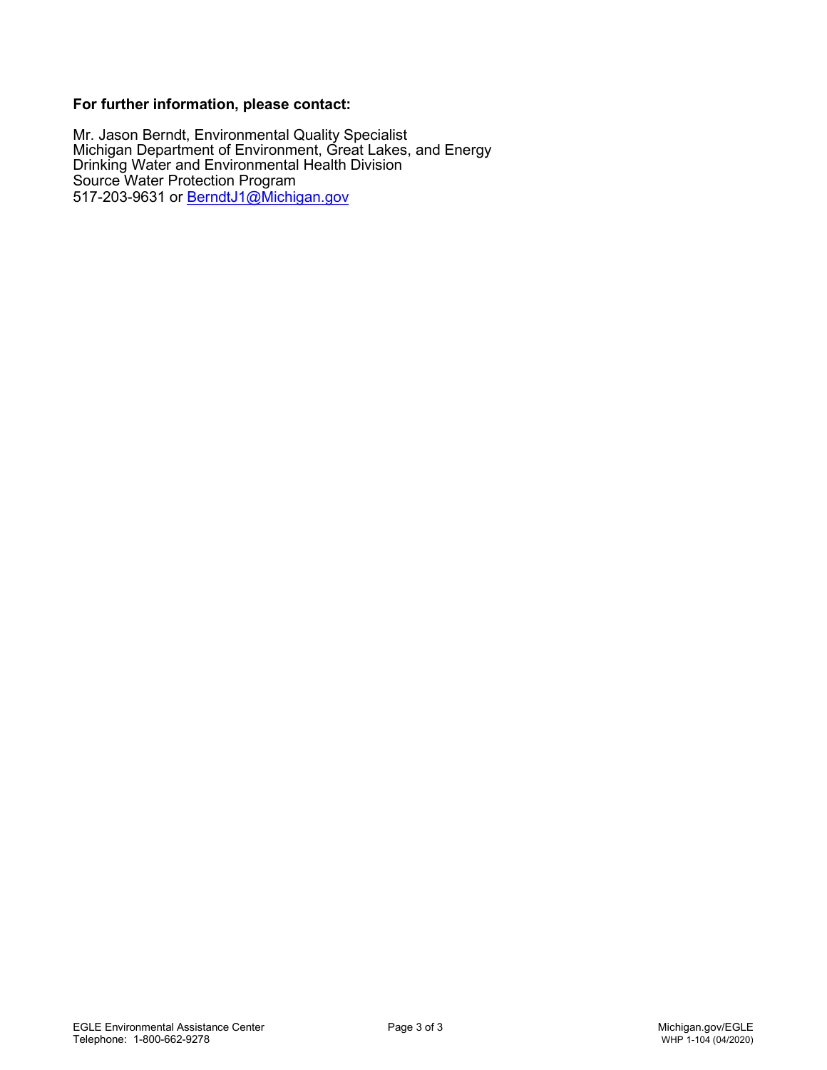**For further information, please contact:**

Mr. Jason Berndt, Environmental Quality Specialist
Michigan Department of Environment, Great Lakes, and Energy
Drinking Water and Environmental Health Division
Source Water Protection Program
517-203-9631 or BerndtJ1@Michigan.gov